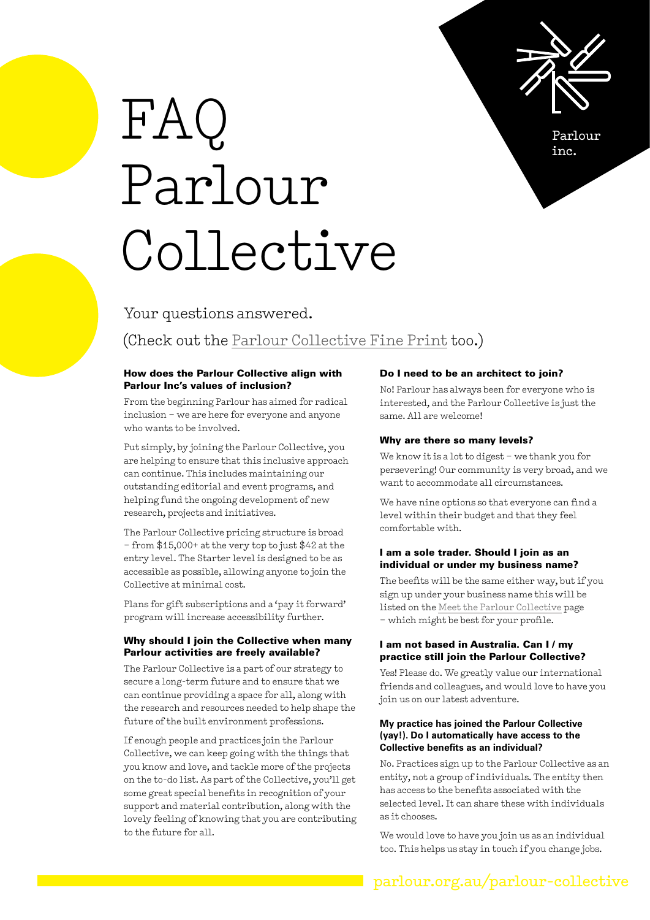# FAQ Parlour Collective

Parlour inc.

Your questions answered.

(Check out the Parlour Collective Fine Print too.)

**How does the Parlour Collective align with Parlour Inc's values of inclusion?**

From the beginning Parlour has aimed for radical inclusion – we are here for everyone and anyone who wants to be involved.

Put simply, by joining the Parlour Collective, you are helping to ensure that this inclusive approach can continue. This includes maintaining our outstanding editorial and event programs, and helping fund the ongoing development of new research, projects and initiatives.

The Parlour Collective pricing structure is broad – from $15,000+ at the very top to just $42 at the entry level. The Starter level is designed to be as accessible as possible, allowing anyone to join the Collective at minimal cost.

Plans for gift subscriptions and a 'pay it forward' program will increase accessibility further.

**Why should I join the Collective when many Parlour activities are freely available?**

The Parlour Collective is a part of our strategy to secure a long-term future and to ensure that we can continue providing a space for all, along with the research and resources needed to help shape the future of the built environment professions.

If enough people and practices join the Parlour Collective, we can keep going with the things that you know and love, and tackle more of the projects on the to-do list. As part of the Collective, you'll get some great special benefits in recognition of your support and material contribution, along with the lovely feeling of knowing that you are contributing to the future for all.

**Do I need to be an architect to join?**

No! Parlour has always been for everyone who is interested, and the Parlour Collective is just the same. All are welcome!

**Why are there so many levels?**

We know it is a lot to digest – we thank you for persevering! Our community is very broad, and we want to accommodate all circumstances.

We have nine options so that everyone can find a level within their budget and that they feel comfortable with.

**I am a sole trader. Should I join as an individual or under my business name?**

The beefits will be the same either way, but if you sign up under your business name this will be listed on the Meet the Parlour Collective page – which might be best for your profile.

**I am not based in Australia. Can I / my practice still join the Parlour Collective?**

Yes! Please do. We greatly value our international friends and colleagues, and would love to have you join us on our latest adventure.

**My practice has joined the Parlour Collective (yay!). Do I automatically have access to the Collective benefits as an individual?**

No. Practices sign up to the Parlour Collective as an entity, not a group of individuals. The entity then has access to the benefits associated with the selected level. It can share these with individuals as it chooses.

We would love to have you join us as an individual too. This helps us stay in touch if you change jobs.

parlour.org.au/parlour-collective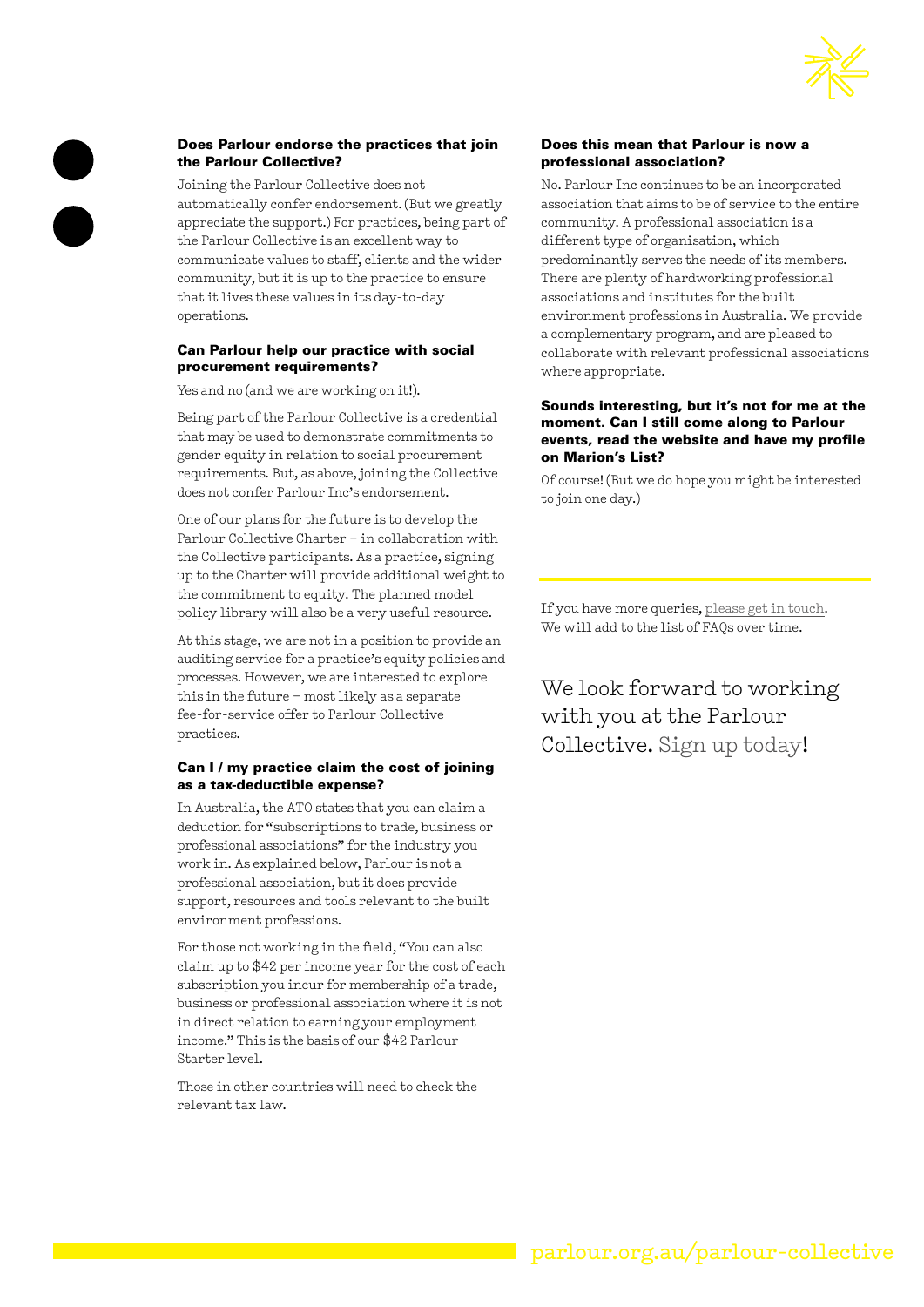### Does Parlour endorse the practices that join the Parlour Collective?

Joining the Parlour Collective does not automatically confer endorsement. (But we greatly appreciate the support.) For practices, being part of the Parlour Collective is an excellent way to communicate values to staff, clients and the wider community, but it is up to the practice to ensure that it lives these values in its day-to-day operations.

### Can Parlour help our practice with social procurement requirements?

Yes and no (and we are working on it!).

Being part of the Parlour Collective is a credential that may be used to demonstrate commitments to gender equity in relation to social procurement requirements. But, as above, joining the Collective does not confer Parlour Inc's endorsement.

One of our plans for the future is to develop the Parlour Collective Charter – in collaboration with the Collective participants. As a practice, signing up to the Charter will provide additional weight to the commitment to equity. The planned model policy library will also be a very useful resource.

At this stage, we are not in a position to provide an auditing service for a practice's equity policies and processes. However, we are interested to explore this in the future – most likely as a separate fee-for-service offer to Parlour Collective practices.

### Can I / my practice claim the cost of joining as a tax-deductible expense?

In Australia, the ATO states that you can claim a deduction for "subscriptions to trade, business or professional associations" for the industry you work in. As explained below, Parlour is not a professional association, but it does provide support, resources and tools relevant to the built environment professions.

For those not working in the field, "You can also claim up to $42 per income year for the cost of each subscription you incur for membership of a trade, business or professional association where it is not in direct relation to earning your employment income." This is the basis of our $42 Parlour Starter level.

Those in other countries will need to check the relevant tax law.

### Does this mean that Parlour is now a professional association?

No. Parlour Inc continues to be an incorporated association that aims to be of service to the entire community. A professional association is a different type of organisation, which predominantly serves the needs of its members. There are plenty of hardworking professional associations and institutes for the built environment professions in Australia. We provide a complementary program, and are pleased to collaborate with relevant professional associations where appropriate.

### Sounds interesting, but it's not for me at the moment. Can I still come along to Parlour events, read the website and have my profile on Marion's List?

Of course! (But we do hope you might be interested to join one day.)

If you have more queries, please get in touch. We will add to the list of FAQs over time.

We look forward to working with you at the Parlour Collective. Sign up today!

parlour.org.au/parlour-collective